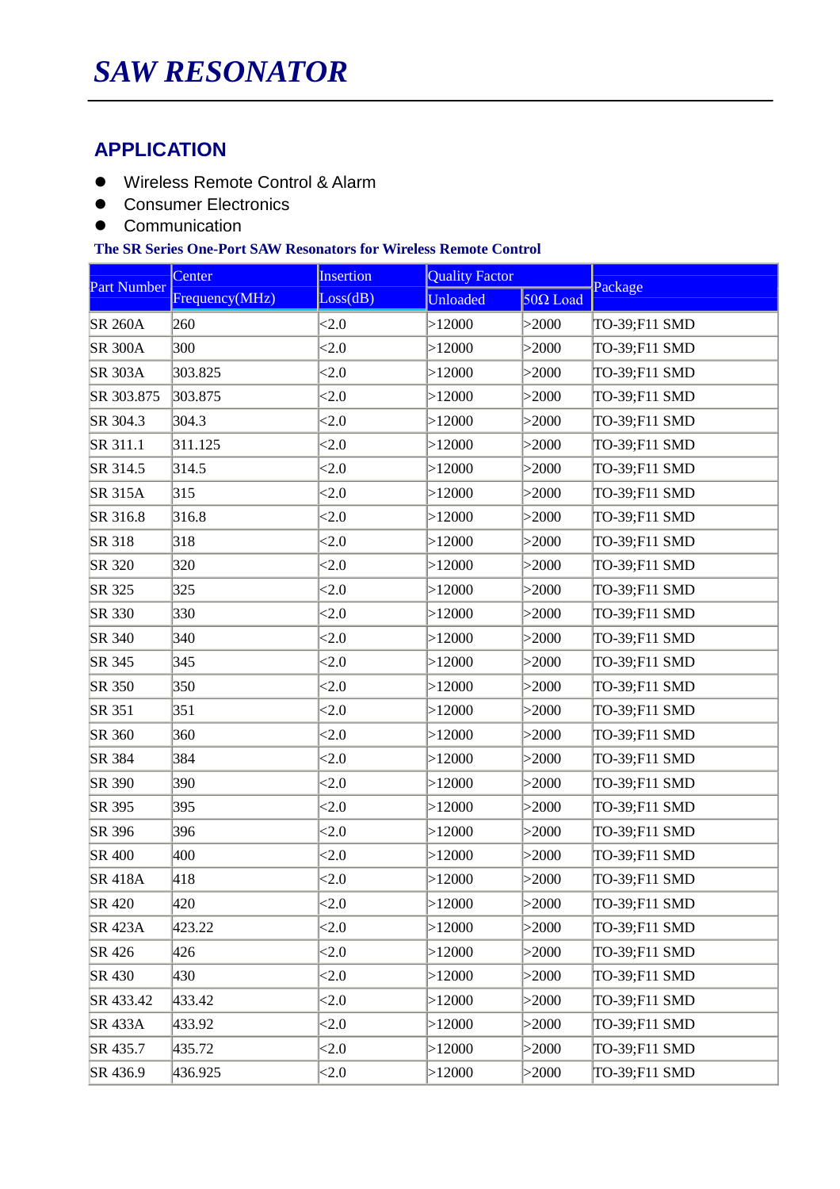# SAW RESONATOR

## APPLICATION

- Wireless Remote Control & Alarm
- Consumer Electronics
- Communication

**The SR Series One-Port SAW Resonators for Wireless Remote Control**

| Part Number | Center Frequency(MHz) | Insertion Loss(dB) | Quality Factor | | Package |
|---|---|---|---|---|---|
| | | | Unloaded | 50Ω Load | |
| SR 260A | 260 | <2.0 | >12000 | >2000 | TO-39;F11 SMD |
| SR 300A | 300 | <2.0 | >12000 | >2000 | TO-39;F11 SMD |
| SR 303A | 303.825 | <2.0 | >12000 | >2000 | TO-39;F11 SMD |
| SR 303.875 | 303.875 | <2.0 | >12000 | >2000 | TO-39;F11 SMD |
| SR 304.3 | 304.3 | <2.0 | >12000 | >2000 | TO-39;F11 SMD |
| SR 311.1 | 311.125 | <2.0 | >12000 | >2000 | TO-39;F11 SMD |
| SR 314.5 | 314.5 | <2.0 | >12000 | >2000 | TO-39;F11 SMD |
| SR 315A | 315 | <2.0 | >12000 | >2000 | TO-39;F11 SMD |
| SR 316.8 | 316.8 | <2.0 | >12000 | >2000 | TO-39;F11 SMD |
| SR 318 | 318 | <2.0 | >12000 | >2000 | TO-39;F11 SMD |
| SR 320 | 320 | <2.0 | >12000 | >2000 | TO-39;F11 SMD |
| SR 325 | 325 | <2.0 | >12000 | >2000 | TO-39;F11 SMD |
| SR 330 | 330 | <2.0 | >12000 | >2000 | TO-39;F11 SMD |
| SR 340 | 340 | <2.0 | >12000 | >2000 | TO-39;F11 SMD |
| SR 345 | 345 | <2.0 | >12000 | >2000 | TO-39;F11 SMD |
| SR 350 | 350 | <2.0 | >12000 | >2000 | TO-39;F11 SMD |
| SR 351 | 351 | <2.0 | >12000 | >2000 | TO-39;F11 SMD |
| SR 360 | 360 | <2.0 | >12000 | >2000 | TO-39;F11 SMD |
| SR 384 | 384 | <2.0 | >12000 | >2000 | TO-39;F11 SMD |
| SR 390 | 390 | <2.0 | >12000 | >2000 | TO-39;F11 SMD |
| SR 395 | 395 | <2.0 | >12000 | >2000 | TO-39;F11 SMD |
| SR 396 | 396 | <2.0 | >12000 | >2000 | TO-39;F11 SMD |
| SR 400 | 400 | <2.0 | >12000 | >2000 | TO-39;F11 SMD |
| SR 418A | 418 | <2.0 | >12000 | >2000 | TO-39;F11 SMD |
| SR 420 | 420 | <2.0 | >12000 | >2000 | TO-39;F11 SMD |
| SR 423A | 423.22 | <2.0 | >12000 | >2000 | TO-39;F11 SMD |
| SR 426 | 426 | <2.0 | >12000 | >2000 | TO-39;F11 SMD |
| SR 430 | 430 | <2.0 | >12000 | >2000 | TO-39;F11 SMD |
| SR 433.42 | 433.42 | <2.0 | >12000 | >2000 | TO-39;F11 SMD |
| SR 433A | 433.92 | <2.0 | >12000 | >2000 | TO-39;F11 SMD |
| SR 435.7 | 435.72 | <2.0 | >12000 | >2000 | TO-39;F11 SMD |
| SR 436.9 | 436.925 | <2.0 | >12000 | >2000 | TO-39;F11 SMD |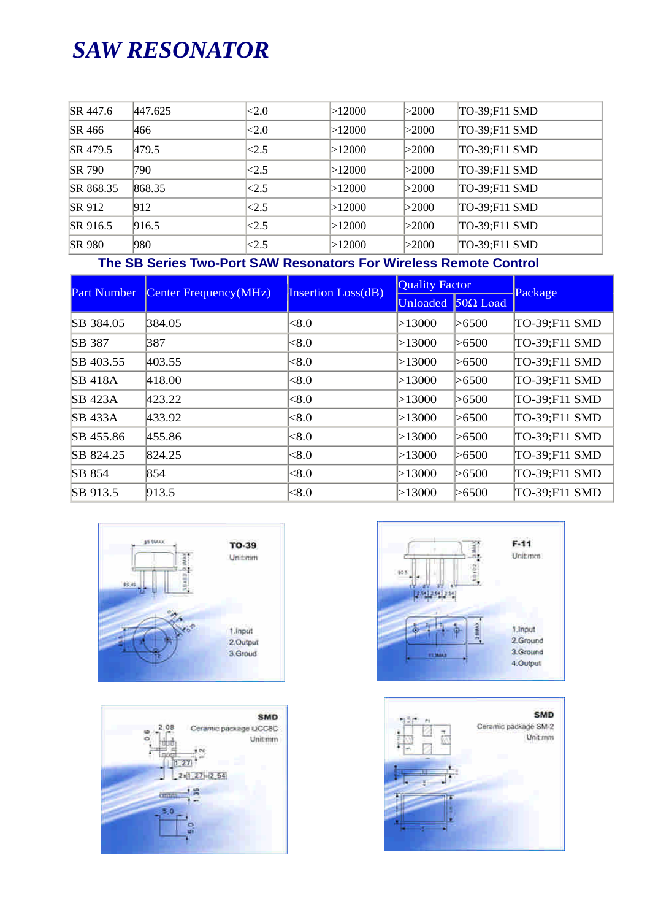# SAW RESONATOR

| | | | | | |
|---|---|---|---|---|---|
| SR 447.6 | 447.625 | <2.0 | >12000 | >2000 | TO-39;F11 SMD |
| SR 466 | 466 | <2.0 | >12000 | >2000 | TO-39;F11 SMD |
| SR 479.5 | 479.5 | <2.5 | >12000 | >2000 | TO-39;F11 SMD |
| SR 790 | 790 | <2.5 | >12000 | >2000 | TO-39;F11 SMD |
| SR 868.35 | 868.35 | <2.5 | >12000 | >2000 | TO-39;F11 SMD |
| SR 912 | 912 | <2.5 | >12000 | >2000 | TO-39;F11 SMD |
| SR 916.5 | 916.5 | <2.5 | >12000 | >2000 | TO-39;F11 SMD |
| SR 980 | 980 | <2.5 | >12000 | >2000 | TO-39;F11 SMD |

## The SB Series Two-Port SAW Resonators For Wireless Remote Control

| Part Number | Center Frequency(MHz) | Insertion Loss(dB) | Quality Factor | | Package |
|---|---|---|---|---|---|
| | | | Unloaded | 50Ω Load | |
| SB 384.05 | 384.05 | <8.0 | >13000 | >6500 | TO-39;F11 SMD |
| SB 387 | 387 | <8.0 | >13000 | >6500 | TO-39;F11 SMD |
| SB 403.55 | 403.55 | <8.0 | >13000 | >6500 | TO-39;F11 SMD |
| SB 418A | 418.00 | <8.0 | >13000 | >6500 | TO-39;F11 SMD |
| SB 423A | 423.22 | <8.0 | >13000 | >6500 | TO-39;F11 SMD |
| SB 433A | 433.92 | <8.0 | >13000 | >6500 | TO-39;F11 SMD |
| SB 455.86 | 455.86 | <8.0 | >13000 | >6500 | TO-39;F11 SMD |
| SB 824.25 | 824.25 | <8.0 | >13000 | >6500 | TO-39;F11 SMD |
| SB 854 | 854 | <8.0 | >13000 | >6500 | TO-39;F11 SMD |
| SB 913.5 | 913.5 | <8.0 | >13000 | >6500 | TO-39;F11 SMD |

TO-39
Unit:mm
1.Input
2.Output
3.Groud

F-11
Unit:mm
1.Input
2.Ground
3.Ground
4.Output

SMD
Ceramic package UCC8C
Unit:mm

SMD
Ceramic package SM-2
Unit:mm